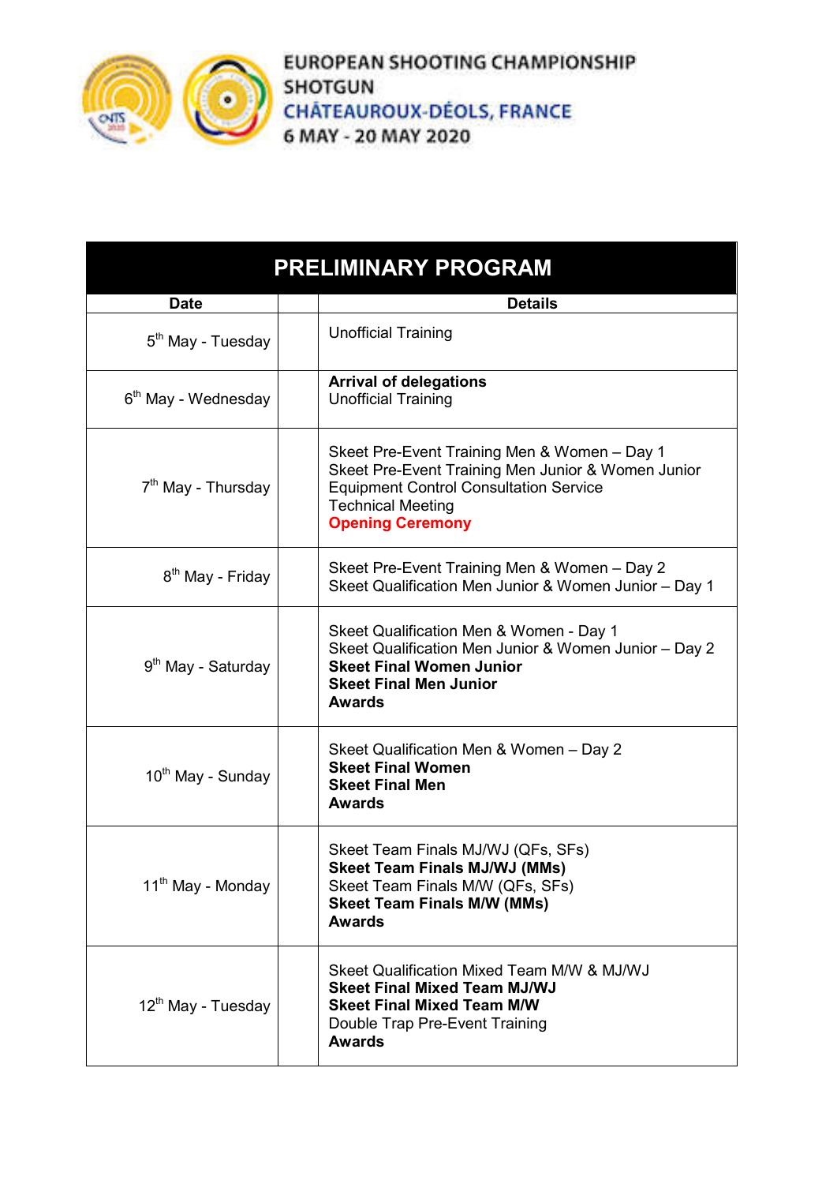EUROPEAN SHOOTING CHAMPIONSHIP
SHOTGUN
CHÂTEAUROUX-DÉOLS, FRANCE
6 MAY - 20 MAY 2020

| PRELIMINARY PROGRAM | | |
|---|---|---|
| **Date** | | **Details** |
| 5th May - Tuesday | | Unofficial Training |
| 6th May - Wednesday | | **Arrival of delegations**<br>Unofficial Training |
| 7th May - Thursday | | Skeet Pre-Event Training Men & Women – Day 1<br>Skeet Pre-Event Training Men Junior & Women Junior<br>Equipment Control Consultation Service<br>Technical Meeting<br>**Opening Ceremony** |
| 8th May - Friday | | Skeet Pre-Event Training Men & Women – Day 2<br>Skeet Qualification Men Junior & Women Junior – Day 1 |
| 9th May - Saturday | | Skeet Qualification Men & Women - Day 1<br>Skeet Qualification Men Junior & Women Junior – Day 2<br>**Skeet Final Women Junior**<br>**Skeet Final Men Junior**<br>**Awards** |
| 10th May - Sunday | | Skeet Qualification Men & Women – Day 2<br>**Skeet Final Women**<br>**Skeet Final Men**<br>**Awards** |
| 11th May - Monday | | Skeet Team Finals MJ/WJ (QFs, SFs)<br>**Skeet Team Finals MJ/WJ (MMs)**<br>Skeet Team Finals M/W (QFs, SFs)<br>**Skeet Team Finals M/W (MMs)**<br>**Awards** |
| 12th May - Tuesday | | Skeet Qualification Mixed Team M/W & MJ/WJ<br>**Skeet Final Mixed Team MJ/WJ**<br>**Skeet Final Mixed Team M/W**<br>Double Trap Pre-Event Training<br>**Awards** |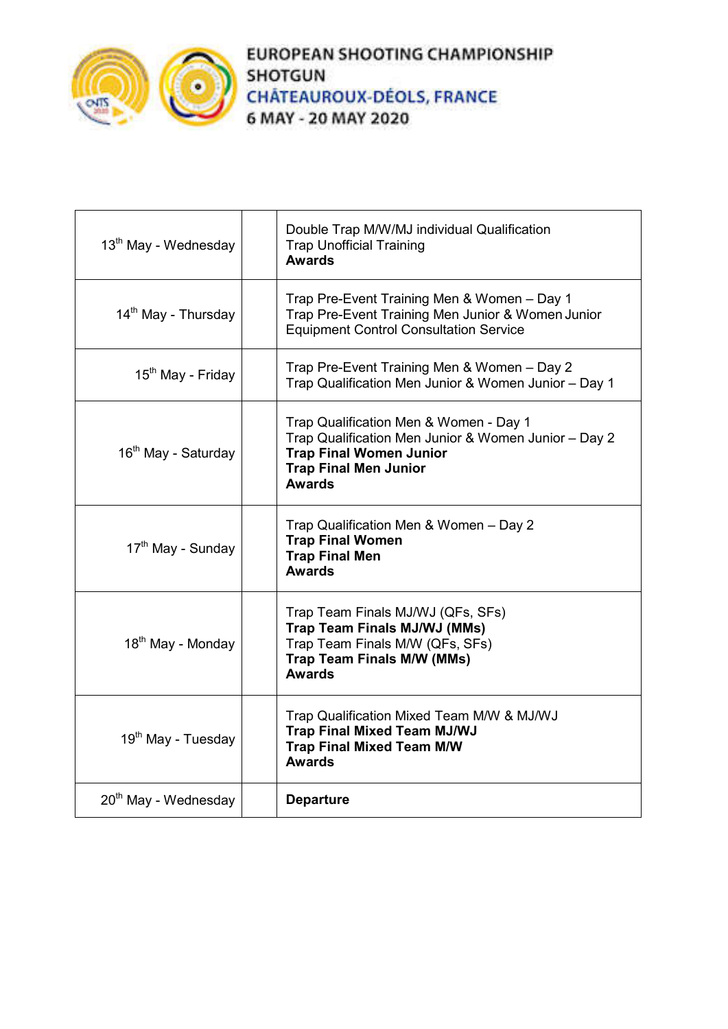EUROPEAN SHOOTING CHAMPIONSHIP
SHOTGUN
CHÂTEAUROUX-DÉOLS, FRANCE
6 MAY - 20 MAY 2020

| | | |
|---|---|---|
| 13th May - Wednesday | | Double Trap M/W/MJ individual Qualification<br>Trap Unofficial Training<br>**Awards** |
| 14th May - Thursday | | Trap Pre-Event Training Men & Women – Day 1<br>Trap Pre-Event Training Men Junior & Women Junior<br>Equipment Control Consultation Service |
| 15th May - Friday | | Trap Pre-Event Training Men & Women – Day 2<br>Trap Qualification Men Junior & Women Junior – Day 1 |
| 16th May - Saturday | | Trap Qualification Men & Women - Day 1<br>Trap Qualification Men Junior & Women Junior – Day 2<br>**Trap Final Women Junior**<br>**Trap Final Men Junior**<br>**Awards** |
| 17th May - Sunday | | Trap Qualification Men & Women – Day 2<br>**Trap Final Women**<br>**Trap Final Men**<br>**Awards** |
| 18th May - Monday | | Trap Team Finals MJ/WJ (QFs, SFs)<br>**Trap Team Finals MJ/WJ (MMs)**<br>Trap Team Finals M/W (QFs, SFs)<br>**Trap Team Finals M/W (MMs)**<br>**Awards** |
| 19th May - Tuesday | | Trap Qualification Mixed Team M/W & MJ/WJ<br>**Trap Final Mixed Team MJ/WJ**<br>**Trap Final Mixed Team M/W**<br>**Awards** |
| 20th May - Wednesday | | **Departure** |